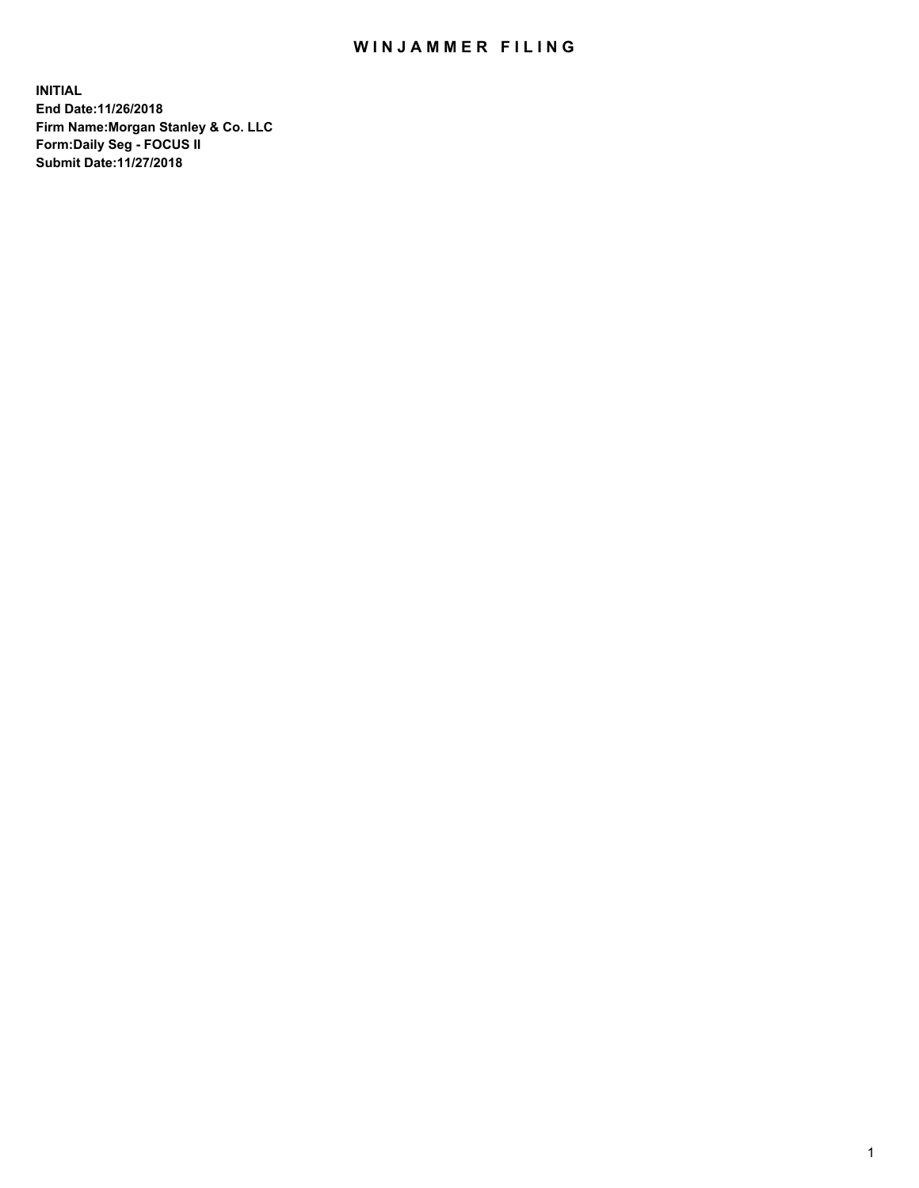# WINJAMMER FILING

**INITIAL**
**End Date:11/26/2018**
**Firm Name:Morgan Stanley & Co. LLC**
**Form:Daily Seg - FOCUS II**
**Submit Date:11/27/2018**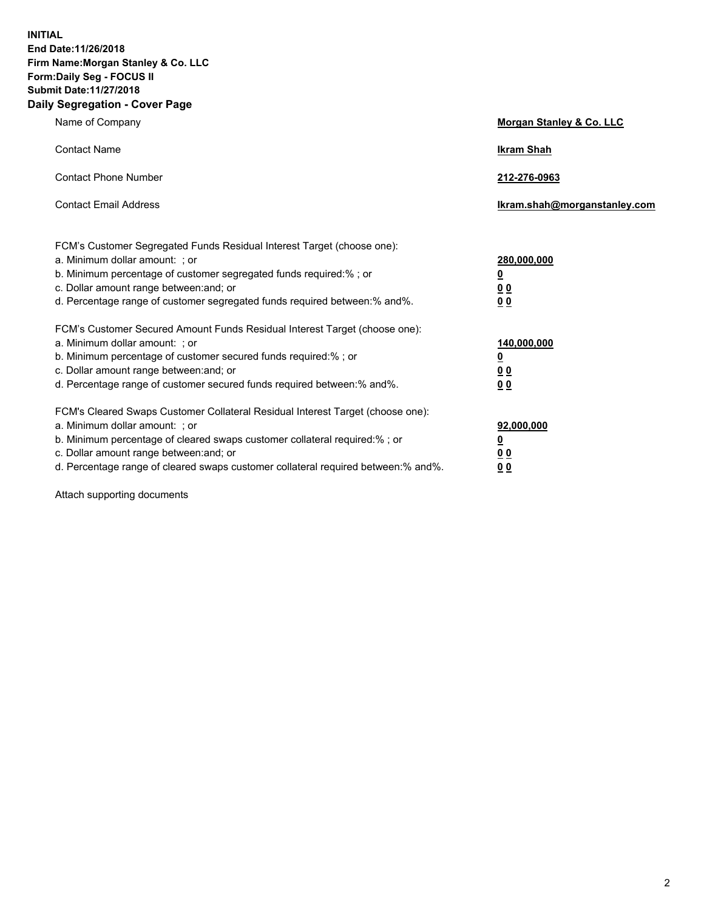**INITIAL**
**End Date:11/26/2018**
**Firm Name:Morgan Stanley & Co. LLC**
**Form:Daily Seg - FOCUS II**
**Submit Date:11/27/2018**

## Daily Segregation - Cover Page

| | |
|---|---|
| Name of Company | **Morgan Stanley & Co. LLC** |
| Contact Name | **Ikram Shah** |
| Contact Phone Number | **212-276-0963** |
| Contact Email Address | **Ikram.shah@morganstanley.com** |

| | |
|---|---|
| FCM's Customer Segregated Funds Residual Interest Target (choose one): | |
| a. Minimum dollar amount: ; or | **280,000,000** |
| b. Minimum percentage of customer segregated funds required:% ; or | **0** |
| c. Dollar amount range between:and; or | **0 0** |
| d. Percentage range of customer segregated funds required between:% and%. | **0 0** |
| FCM's Customer Secured Amount Funds Residual Interest Target (choose one): | |
| a. Minimum dollar amount: ; or | **140,000,000** |
| b. Minimum percentage of customer secured funds required:% ; or | **0** |
| c. Dollar amount range between:and; or | **0 0** |
| d. Percentage range of customer secured funds required between:% and%. | **0 0** |
| FCM's Cleared Swaps Customer Collateral Residual Interest Target (choose one): | |
| a. Minimum dollar amount: ; or | **92,000,000** |
| b. Minimum percentage of cleared swaps customer collateral required:% ; or | **0** |
| c. Dollar amount range between:and; or | **0 0** |
| d. Percentage range of cleared swaps customer collateral required between:% and%. | **0 0** |

Attach supporting documents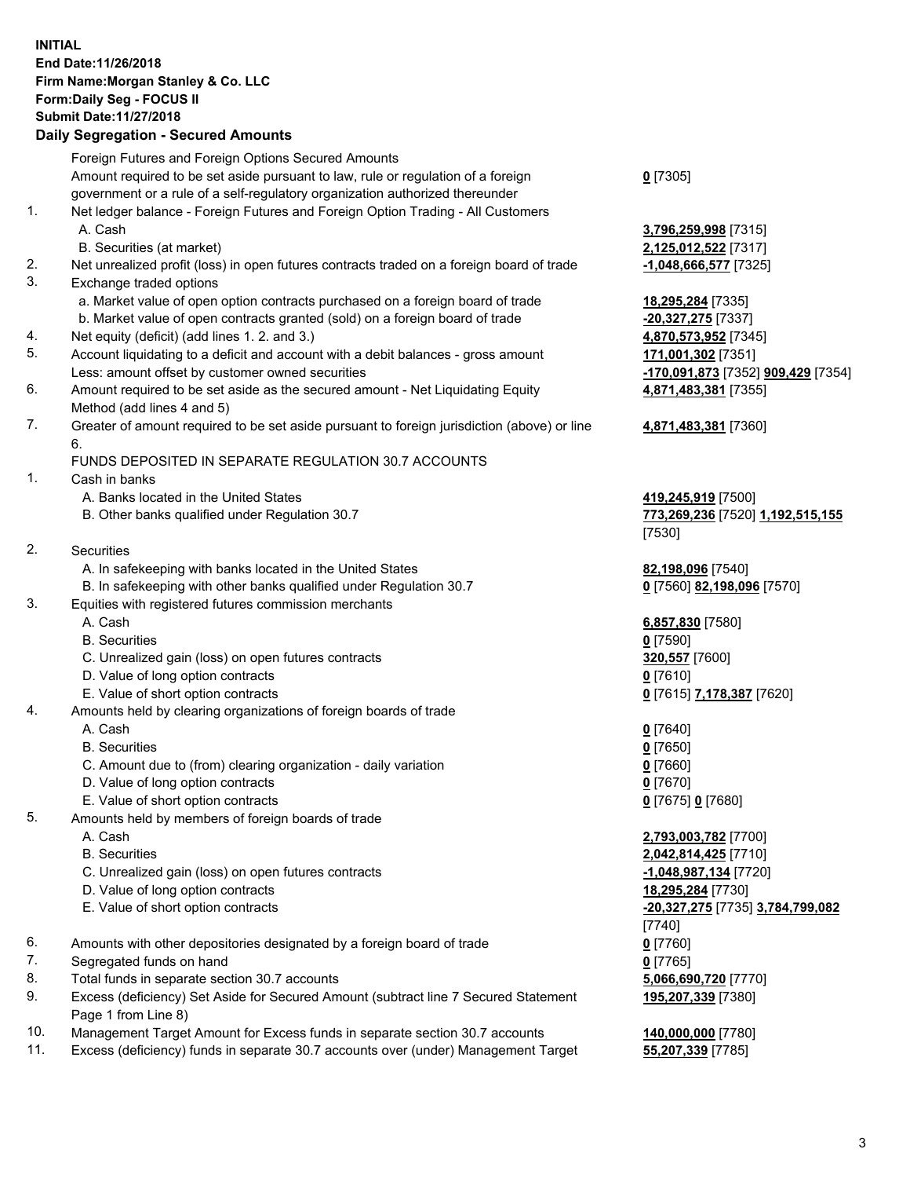**INITIAL**
**End Date:11/26/2018**
**Firm Name:Morgan Stanley & Co. LLC**
**Form:Daily Seg - FOCUS II**
**Submit Date:11/27/2018**

## Daily Segregation - Secured Amounts

| | | |
|---|---|---|
| | Foreign Futures and Foreign Options Secured Amounts | |
| | Amount required to be set aside pursuant to law, rule or regulation of a foreign government or a rule of a self-regulatory organization authorized thereunder | **0** [7305] |
| 1. | Net ledger balance - Foreign Futures and Foreign Option Trading - All Customers | |
| | A. Cash | **3,796,259,998** [7315] |
| | B. Securities (at market) | **2,125,012,522** [7317] |
| 2. | Net unrealized profit (loss) in open futures contracts traded on a foreign board of trade | **-1,048,666,577** [7325] |
| 3. | Exchange traded options | |
| | a. Market value of open option contracts purchased on a foreign board of trade | **18,295,284** [7335] |
| | b. Market value of open contracts granted (sold) on a foreign board of trade | **-20,327,275** [7337] |
| 4. | Net equity (deficit) (add lines 1. 2. and 3.) | **4,870,573,952** [7345] |
| 5. | Account liquidating to a deficit and account with a debit balances - gross amount | **171,001,302** [7351] |
| | Less: amount offset by customer owned securities | **-170,091,873** [7352] **909,429** [7354] |
| 6. | Amount required to be set aside as the secured amount - Net Liquidating Equity Method (add lines 4 and 5) | **4,871,483,381** [7355] |
| 7. | Greater of amount required to be set aside pursuant to foreign jurisdiction (above) or line 6. | **4,871,483,381** [7360] |
| | FUNDS DEPOSITED IN SEPARATE REGULATION 30.7 ACCOUNTS | |
| 1. | Cash in banks | |
| | A. Banks located in the United States | **419,245,919** [7500] |
| | B. Other banks qualified under Regulation 30.7 | **773,269,236** [7520] **1,192,515,155** [7530] |
| 2. | Securities | |
| | A. In safekeeping with banks located in the United States | **82,198,096** [7540] |
| | B. In safekeeping with other banks qualified under Regulation 30.7 | **0** [7560] **82,198,096** [7570] |
| 3. | Equities with registered futures commission merchants | |
| | A. Cash | **6,857,830** [7580] |
| | B. Securities | **0** [7590] |
| | C. Unrealized gain (loss) on open futures contracts | **320,557** [7600] |
| | D. Value of long option contracts | **0** [7610] |
| | E. Value of short option contracts | **0** [7615] **7,178,387** [7620] |
| 4. | Amounts held by clearing organizations of foreign boards of trade | |
| | A. Cash | **0** [7640] |
| | B. Securities | **0** [7650] |
| | C. Amount due to (from) clearing organization - daily variation | **0** [7660] |
| | D. Value of long option contracts | **0** [7670] |
| | E. Value of short option contracts | **0** [7675] **0** [7680] |
| 5. | Amounts held by members of foreign boards of trade | |
| | A. Cash | **2,793,003,782** [7700] |
| | B. Securities | **2,042,814,425** [7710] |
| | C. Unrealized gain (loss) on open futures contracts | **-1,048,987,134** [7720] |
| | D. Value of long option contracts | **18,295,284** [7730] |
| | E. Value of short option contracts | **-20,327,275** [7735] **3,784,799,082** [7740] |
| 6. | Amounts with other depositories designated by a foreign board of trade | **0** [7760] |
| 7. | Segregated funds on hand | **0** [7765] |
| 8. | Total funds in separate section 30.7 accounts | **5,066,690,720** [7770] |
| 9. | Excess (deficiency) Set Aside for Secured Amount (subtract line 7 Secured Statement Page 1 from Line 8) | **195,207,339** [7380] |
| 10. | Management Target Amount for Excess funds in separate section 30.7 accounts | **140,000,000** [7780] |
| 11. | Excess (deficiency) funds in separate 30.7 accounts over (under) Management Target | **55,207,339** [7785] |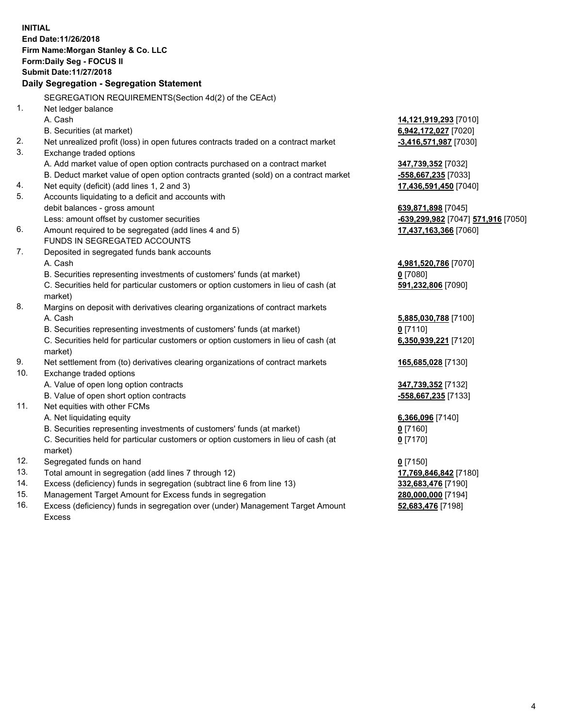**INITIAL**
**End Date:11/26/2018**
**Firm Name:Morgan Stanley & Co. LLC**
**Form:Daily Seg - FOCUS II**
**Submit Date:11/27/2018**

**Daily Segregation - Segregation Statement**

SEGREGATION REQUIREMENTS(Section 4d(2) of the CEAct)

| | | |
|---|---|---|
| 1. | Net ledger balance | |
| | A. Cash | **14,121,919,293** [7010] |
| | B. Securities (at market) | **6,942,172,027** [7020] |
| 2. | Net unrealized profit (loss) in open futures contracts traded on a contract market | **-3,416,571,987** [7030] |
| 3. | Exchange traded options | |
| | A. Add market value of open option contracts purchased on a contract market | **347,739,352** [7032] |
| | B. Deduct market value of open option contracts granted (sold) on a contract market | **-558,667,235** [7033] |
| 4. | Net equity (deficit) (add lines 1, 2 and 3) | **17,436,591,450** [7040] |
| 5. | Accounts liquidating to a deficit and accounts with debit balances - gross amount | **639,871,898** [7045] |
| | Less: amount offset by customer securities | **-639,299,982** [7047] **571,916** [7050] |
| 6. | Amount required to be segregated (add lines 4 and 5) | **17,437,163,366** [7060] |
| | FUNDS IN SEGREGATED ACCOUNTS | |
| 7. | Deposited in segregated funds bank accounts | |
| | A. Cash | **4,981,520,786** [7070] |
| | B. Securities representing investments of customers' funds (at market) | **0** [7080] |
| | C. Securities held for particular customers or option customers in lieu of cash (at market) | **591,232,806** [7090] |
| 8. | Margins on deposit with derivatives clearing organizations of contract markets | |
| | A. Cash | **5,885,030,788** [7100] |
| | B. Securities representing investments of customers' funds (at market) | **0** [7110] |
| | C. Securities held for particular customers or option customers in lieu of cash (at market) | **6,350,939,221** [7120] |
| 9. | Net settlement from (to) derivatives clearing organizations of contract markets | **165,685,028** [7130] |
| 10. | Exchange traded options | |
| | A. Value of open long option contracts | **347,739,352** [7132] |
| | B. Value of open short option contracts | **-558,667,235** [7133] |
| 11. | Net equities with other FCMs | |
| | A. Net liquidating equity | **6,366,096** [7140] |
| | B. Securities representing investments of customers' funds (at market) | **0** [7160] |
| | C. Securities held for particular customers or option customers in lieu of cash (at market) | **0** [7170] |
| 12. | Segregated funds on hand | **0** [7150] |
| 13. | Total amount in segregation (add lines 7 through 12) | **17,769,846,842** [7180] |
| 14. | Excess (deficiency) funds in segregation (subtract line 6 from line 13) | **332,683,476** [7190] |
| 15. | Management Target Amount for Excess funds in segregation | **280,000,000** [7194] |
| 16. | Excess (deficiency) funds in segregation over (under) Management Target Amount Excess | **52,683,476** [7198] |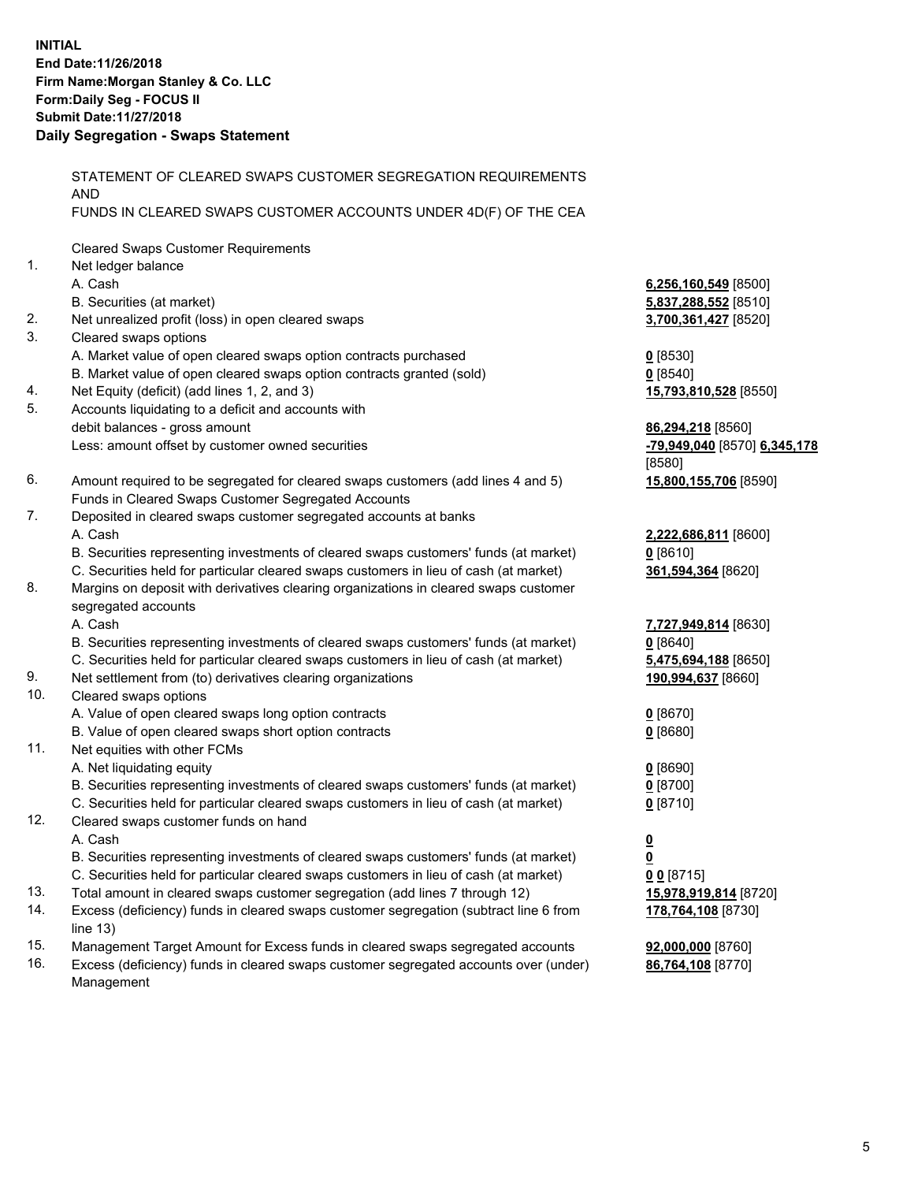**INITIAL**
**End Date:11/26/2018**
**Firm Name:Morgan Stanley & Co. LLC**
**Form:Daily Seg - FOCUS II**
**Submit Date:11/27/2018**
**Daily Segregation - Swaps Statement**

STATEMENT OF CLEARED SWAPS CUSTOMER SEGREGATION REQUIREMENTS AND FUNDS IN CLEARED SWAPS CUSTOMER ACCOUNTS UNDER 4D(F) OF THE CEA

| | | |
|---|---|---|
| | Cleared Swaps Customer Requirements | |
| 1. | Net ledger balance | |
| | A. Cash | **6,256,160,549** [8500] |
| | B. Securities (at market) | **5,837,288,552** [8510] |
| 2. | Net unrealized profit (loss) in open cleared swaps | **3,700,361,427** [8520] |
| 3. | Cleared swaps options | |
| | A. Market value of open cleared swaps option contracts purchased | **0** [8530] |
| | B. Market value of open cleared swaps option contracts granted (sold) | **0** [8540] |
| 4. | Net Equity (deficit) (add lines 1, 2, and 3) | **15,793,810,528** [8550] |
| 5. | Accounts liquidating to a deficit and accounts with debit balances - gross amount | **86,294,218** [8560] |
| | Less: amount offset by customer owned securities | **-79,949,040** [8570] **6,345,178** [8580] |
| 6. | Amount required to be segregated for cleared swaps customers (add lines 4 and 5) | **15,800,155,706** [8590] |
| | Funds in Cleared Swaps Customer Segregated Accounts | |
| 7. | Deposited in cleared swaps customer segregated accounts at banks | |
| | A. Cash | **2,222,686,811** [8600] |
| | B. Securities representing investments of cleared swaps customers' funds (at market) | **0** [8610] |
| | C. Securities held for particular cleared swaps customers in lieu of cash (at market) | **361,594,364** [8620] |
| 8. | Margins on deposit with derivatives clearing organizations in cleared swaps customer segregated accounts | |
| | A. Cash | **7,727,949,814** [8630] |
| | B. Securities representing investments of cleared swaps customers' funds (at market) | **0** [8640] |
| | C. Securities held for particular cleared swaps customers in lieu of cash (at market) | **5,475,694,188** [8650] |
| 9. | Net settlement from (to) derivatives clearing organizations | **190,994,637** [8660] |
| 10. | Cleared swaps options | |
| | A. Value of open cleared swaps long option contracts | **0** [8670] |
| | B. Value of open cleared swaps short option contracts | **0** [8680] |
| 11. | Net equities with other FCMs | |
| | A. Net liquidating equity | **0** [8690] |
| | B. Securities representing investments of cleared swaps customers' funds (at market) | **0** [8700] |
| | C. Securities held for particular cleared swaps customers in lieu of cash (at market) | **0** [8710] |
| 12. | Cleared swaps customer funds on hand | |
| | A. Cash | **0** |
| | B. Securities representing investments of cleared swaps customers' funds (at market) | **0** |
| | C. Securities held for particular cleared swaps customers in lieu of cash (at market) | **0** **0** [8715] |
| 13. | Total amount in cleared swaps customer segregation (add lines 7 through 12) | **15,978,919,814** [8720] |
| 14. | Excess (deficiency) funds in cleared swaps customer segregation (subtract line 6 from line 13) | **178,764,108** [8730] |
| 15. | Management Target Amount for Excess funds in cleared swaps segregated accounts | **92,000,000** [8760] |
| 16. | Excess (deficiency) funds in cleared swaps customer segregated accounts over (under) Management | **86,764,108** [8770] |